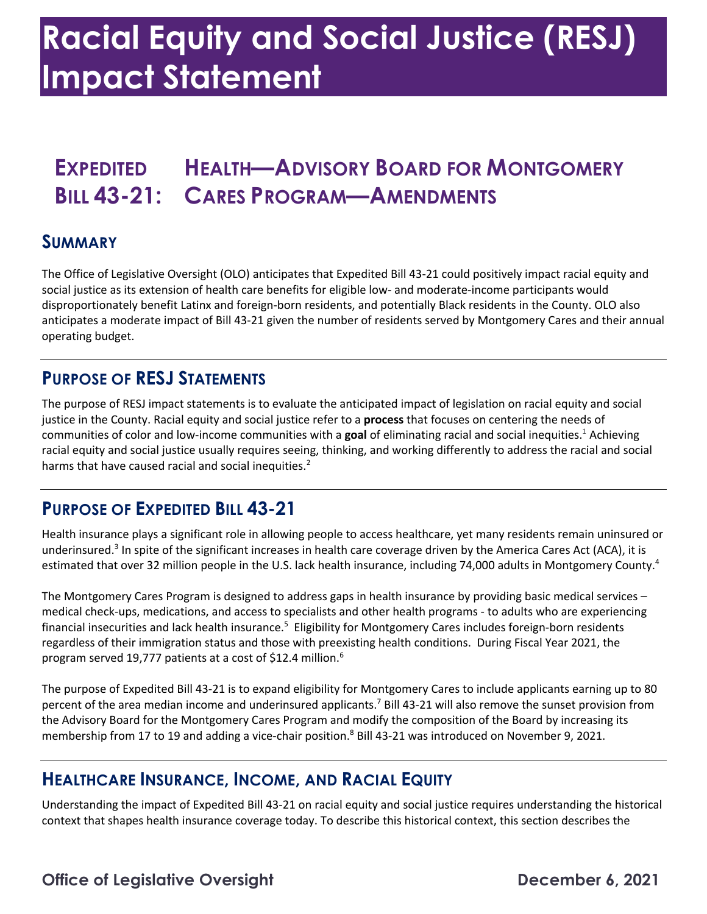# Racial Equity and Social Justice (RESJ) Impact Statement

## Expedited Bill 43-21: Health—Advisory Board for Montgomery Cares Program—Amendments

## Summary

The Office of Legislative Oversight (OLO) anticipates that Expedited Bill 43-21 could positively impact racial equity and social justice as its extension of health care benefits for eligible low- and moderate-income participants would disproportionately benefit Latinx and foreign-born residents, and potentially Black residents in the County. OLO also anticipates a moderate impact of Bill 43-21 given the number of residents served by Montgomery Cares and their annual operating budget.

## Purpose of RESJ Statements

The purpose of RESJ impact statements is to evaluate the anticipated impact of legislation on racial equity and social justice in the County. Racial equity and social justice refer to a **process** that focuses on centering the needs of communities of color and low-income communities with a **goal** of eliminating racial and social inequities.[1] Achieving racial equity and social justice usually requires seeing, thinking, and working differently to address the racial and social harms that have caused racial and social inequities.[2]

## Purpose of Expedited Bill 43-21

Health insurance plays a significant role in allowing people to access healthcare, yet many residents remain uninsured or underinsured.[3] In spite of the significant increases in health care coverage driven by the America Cares Act (ACA), it is estimated that over 32 million people in the U.S. lack health insurance, including 74,000 adults in Montgomery County.[4]

The Montgomery Cares Program is designed to address gaps in health insurance by providing basic medical services – medical check-ups, medications, and access to specialists and other health programs - to adults who are experiencing financial insecurities and lack health insurance.[5] Eligibility for Montgomery Cares includes foreign-born residents regardless of their immigration status and those with preexisting health conditions. During Fiscal Year 2021, the program served 19,777 patients at a cost of $12.4 million.[6]

The purpose of Expedited Bill 43-21 is to expand eligibility for Montgomery Cares to include applicants earning up to 80 percent of the area median income and underinsured applicants.[7] Bill 43-21 will also remove the sunset provision from the Advisory Board for the Montgomery Cares Program and modify the composition of the Board by increasing its membership from 17 to 19 and adding a vice-chair position.[8] Bill 43-21 was introduced on November 9, 2021.

## Healthcare Insurance, Income, and Racial Equity

Understanding the impact of Expedited Bill 43-21 on racial equity and social justice requires understanding the historical context that shapes health insurance coverage today. To describe this historical context, this section describes the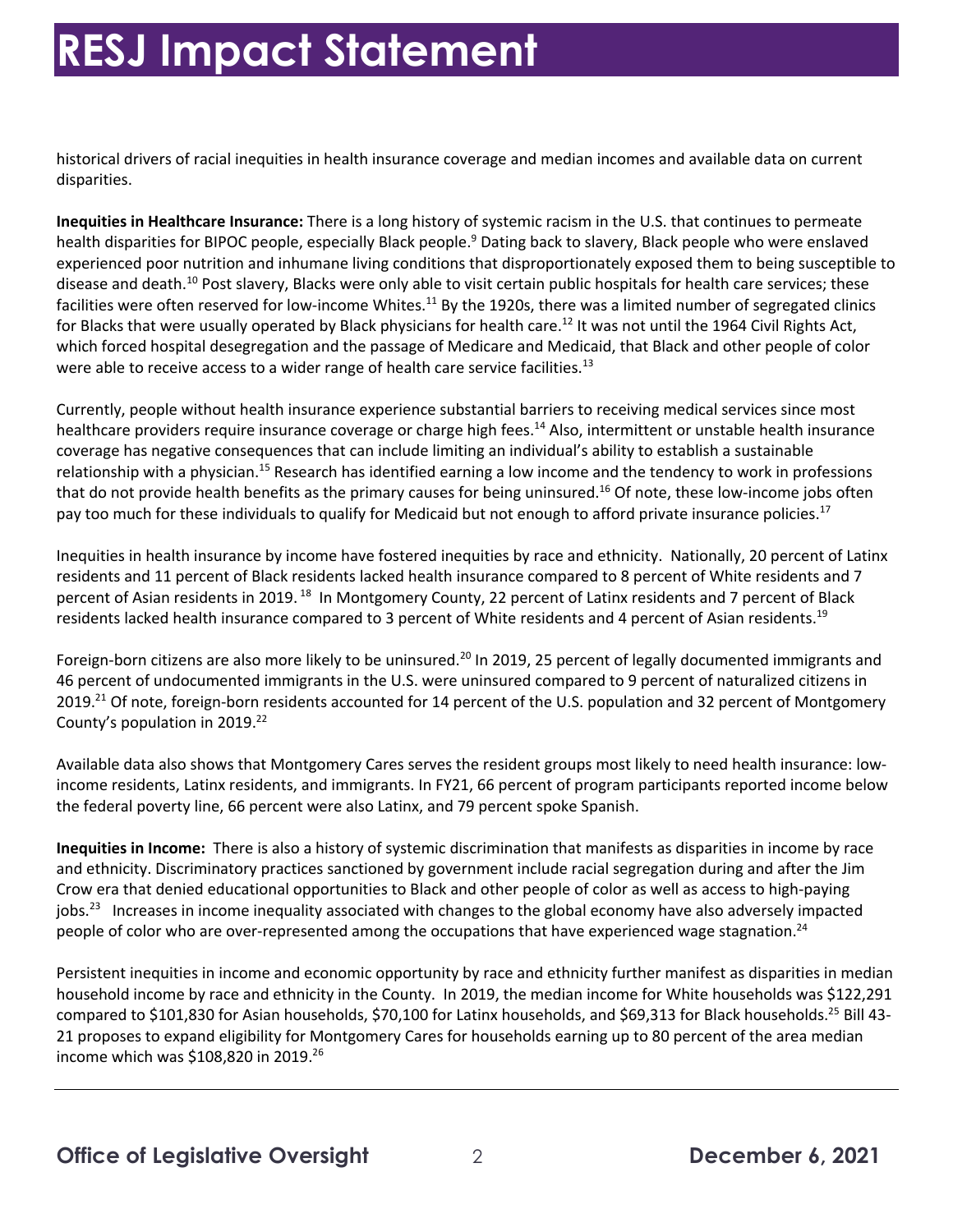historical drivers of racial inequities in health insurance coverage and median incomes and available data on current disparities.

**Inequities in Healthcare Insurance:** There is a long history of systemic racism in the U.S. that continues to permeate health disparities for BIPOC people, especially Black people.[9] Dating back to slavery, Black people who were enslaved experienced poor nutrition and inhumane living conditions that disproportionately exposed them to being susceptible to disease and death.[10] Post slavery, Blacks were only able to visit certain public hospitals for health care services; these facilities were often reserved for low-income Whites.[11] By the 1920s, there was a limited number of segregated clinics for Blacks that were usually operated by Black physicians for health care.[12] It was not until the 1964 Civil Rights Act, which forced hospital desegregation and the passage of Medicare and Medicaid, that Black and other people of color were able to receive access to a wider range of health care service facilities.[13]

Currently, people without health insurance experience substantial barriers to receiving medical services since most healthcare providers require insurance coverage or charge high fees.[14] Also, intermittent or unstable health insurance coverage has negative consequences that can include limiting an individual's ability to establish a sustainable relationship with a physician.[15] Research has identified earning a low income and the tendency to work in professions that do not provide health benefits as the primary causes for being uninsured.[16] Of note, these low-income jobs often pay too much for these individuals to qualify for Medicaid but not enough to afford private insurance policies.[17]

Inequities in health insurance by income have fostered inequities by race and ethnicity. Nationally, 20 percent of Latinx residents and 11 percent of Black residents lacked health insurance compared to 8 percent of White residents and 7 percent of Asian residents in 2019.[18] In Montgomery County, 22 percent of Latinx residents and 7 percent of Black residents lacked health insurance compared to 3 percent of White residents and 4 percent of Asian residents.[19]

Foreign-born citizens are also more likely to be uninsured.[20] In 2019, 25 percent of legally documented immigrants and 46 percent of undocumented immigrants in the U.S. were uninsured compared to 9 percent of naturalized citizens in 2019.[21] Of note, foreign-born residents accounted for 14 percent of the U.S. population and 32 percent of Montgomery County's population in 2019.[22]

Available data also shows that Montgomery Cares serves the resident groups most likely to need health insurance: low-income residents, Latinx residents, and immigrants. In FY21, 66 percent of program participants reported income below the federal poverty line, 66 percent were also Latinx, and 79 percent spoke Spanish.

**Inequities in Income:** There is also a history of systemic discrimination that manifests as disparities in income by race and ethnicity. Discriminatory practices sanctioned by government include racial segregation during and after the Jim Crow era that denied educational opportunities to Black and other people of color as well as access to high-paying jobs.[23] Increases in income inequality associated with changes to the global economy have also adversely impacted people of color who are over-represented among the occupations that have experienced wage stagnation.[24]

Persistent inequities in income and economic opportunity by race and ethnicity further manifest as disparities in median household income by race and ethnicity in the County. In 2019, the median income for White households was $122,291 compared to $101,830 for Asian households, $70,100 for Latinx households, and $69,313 for Black households.[25] Bill 43-21 proposes to expand eligibility for Montgomery Cares for households earning up to 80 percent of the area median income which was $108,820 in 2019.[26]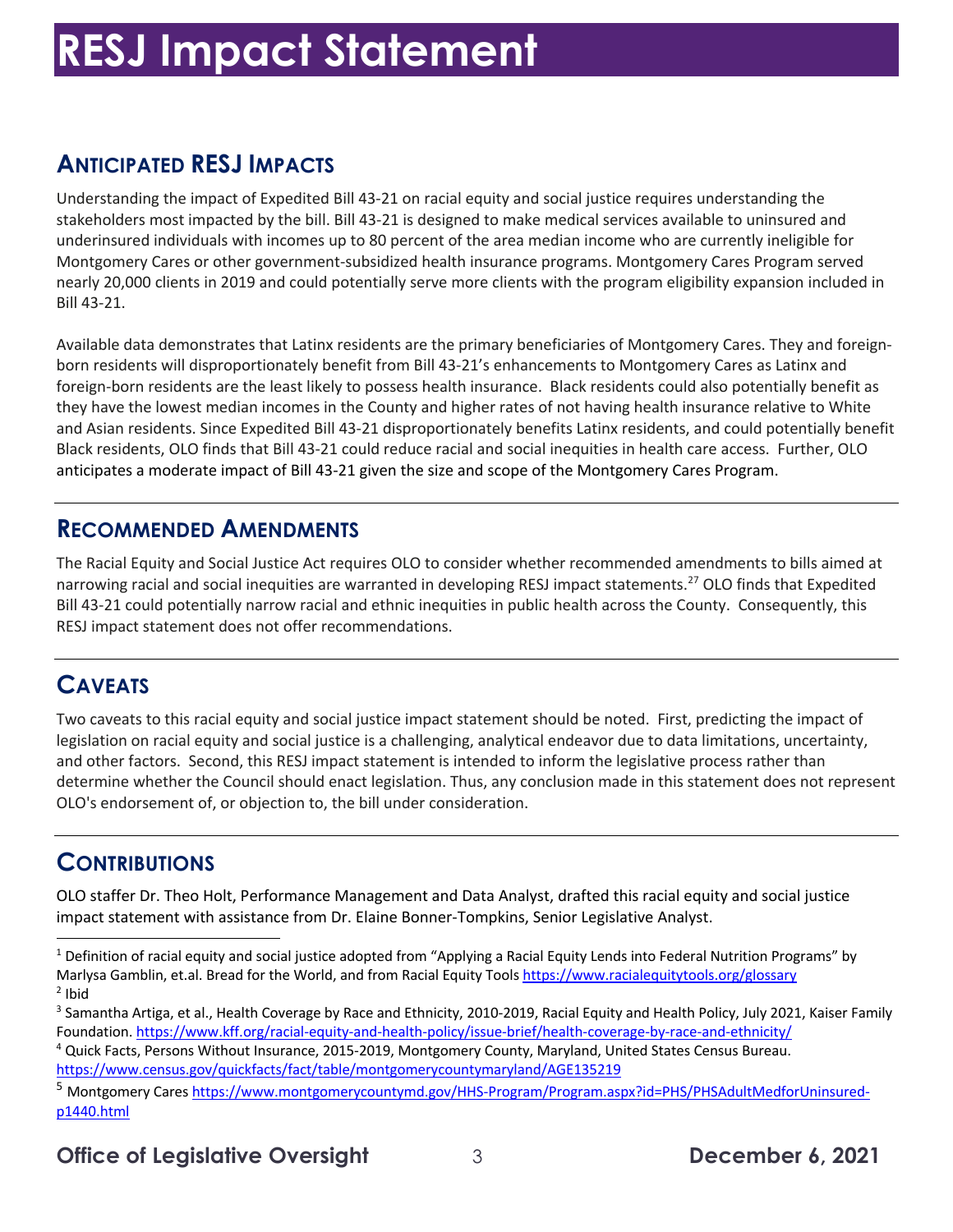# RESJ Impact Statement

## ANTICIPATED RESJ IMPACTS

Understanding the impact of Expedited Bill 43-21 on racial equity and social justice requires understanding the stakeholders most impacted by the bill. Bill 43-21 is designed to make medical services available to uninsured and underinsured individuals with incomes up to 80 percent of the area median income who are currently ineligible for Montgomery Cares or other government-subsidized health insurance programs. Montgomery Cares Program served nearly 20,000 clients in 2019 and could potentially serve more clients with the program eligibility expansion included in Bill 43-21.

Available data demonstrates that Latinx residents are the primary beneficiaries of Montgomery Cares. They and foreign-born residents will disproportionately benefit from Bill 43-21's enhancements to Montgomery Cares as Latinx and foreign-born residents are the least likely to possess health insurance. Black residents could also potentially benefit as they have the lowest median incomes in the County and higher rates of not having health insurance relative to White and Asian residents. Since Expedited Bill 43-21 disproportionately benefits Latinx residents, and could potentially benefit Black residents, OLO finds that Bill 43-21 could reduce racial and social inequities in health care access. Further, OLO anticipates a moderate impact of Bill 43-21 given the size and scope of the Montgomery Cares Program.

## RECOMMENDED AMENDMENTS

The Racial Equity and Social Justice Act requires OLO to consider whether recommended amendments to bills aimed at narrowing racial and social inequities are warranted in developing RESJ impact statements.[27] OLO finds that Expedited Bill 43-21 could potentially narrow racial and ethnic inequities in public health across the County. Consequently, this RESJ impact statement does not offer recommendations.

## CAVEATS

Two caveats to this racial equity and social justice impact statement should be noted. First, predicting the impact of legislation on racial equity and social justice is a challenging, analytical endeavor due to data limitations, uncertainty, and other factors. Second, this RESJ impact statement is intended to inform the legislative process rather than determine whether the Council should enact legislation. Thus, any conclusion made in this statement does not represent OLO's endorsement of, or objection to, the bill under consideration.

## CONTRIBUTIONS

OLO staffer Dr. Theo Holt, Performance Management and Data Analyst, drafted this racial equity and social justice impact statement with assistance from Dr. Elaine Bonner-Tompkins, Senior Legislative Analyst.

---

[1] Definition of racial equity and social justice adopted from "Applying a Racial Equity Lends into Federal Nutrition Programs" by Marlysa Gamblin, et.al. Bread for the World, and from Racial Equity Tools https://www.racialequitytools.org/glossary

[2] Ibid

[3] Samantha Artiga, et al., Health Coverage by Race and Ethnicity, 2010-2019, Racial Equity and Health Policy, July 2021, Kaiser Family Foundation. https://www.kff.org/racial-equity-and-health-policy/issue-brief/health-coverage-by-race-and-ethnicity/

[4] Quick Facts, Persons Without Insurance, 2015-2019, Montgomery County, Maryland, United States Census Bureau. https://www.census.gov/quickfacts/fact/table/montgomerycountymaryland/AGE135219

[5] Montgomery Cares https://www.montgomerycountymd.gov/HHS-Program/Program.aspx?id=PHS/PHSAdultMedforUninsured-p1440.html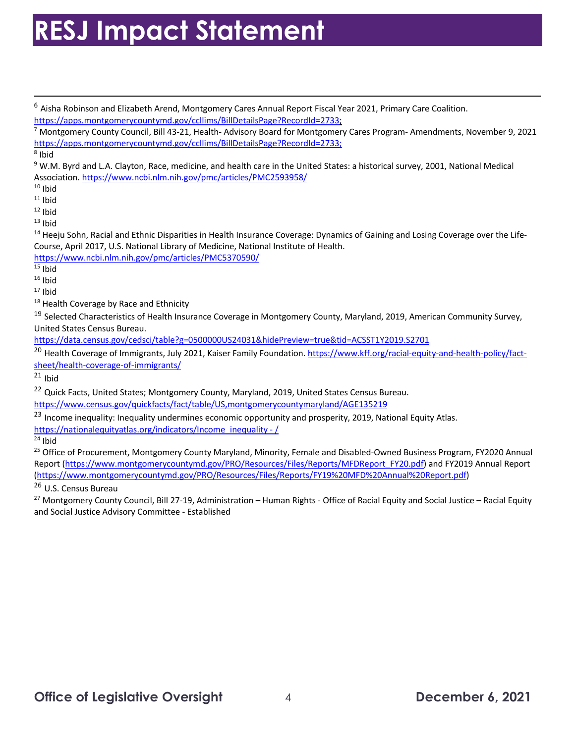[6] Aisha Robinson and Elizabeth Arend, Montgomery Cares Annual Report Fiscal Year 2021, Primary Care Coalition. https://apps.montgomerycountymd.gov/ccllims/BillDetailsPage?RecordId=2733;

[7] Montgomery County Council, Bill 43-21, Health- Advisory Board for Montgomery Cares Program- Amendments, November 9, 2021 https://apps.montgomerycountymd.gov/ccllims/BillDetailsPage?RecordId=2733;

[8] Ibid

[9] W.M. Byrd and L.A. Clayton, Race, medicine, and health care in the United States: a historical survey, 2001, National Medical Association. https://www.ncbi.nlm.nih.gov/pmc/articles/PMC2593958/

[10] Ibid

[11] Ibid

[12] Ibid

[13] Ibid

[14] Heeju Sohn, Racial and Ethnic Disparities in Health Insurance Coverage: Dynamics of Gaining and Losing Coverage over the Life-Course, April 2017, U.S. National Library of Medicine, National Institute of Health. https://www.ncbi.nlm.nih.gov/pmc/articles/PMC5370590/

[15] Ibid

[16] Ibid

[17] Ibid

[18] Health Coverage by Race and Ethnicity

[19] Selected Characteristics of Health Insurance Coverage in Montgomery County, Maryland, 2019, American Community Survey, United States Census Bureau. https://data.census.gov/cedsci/table?g=0500000US24031&hidePreview=true&tid=ACSST1Y2019.S2701

[20] Health Coverage of Immigrants, July 2021, Kaiser Family Foundation. https://www.kff.org/racial-equity-and-health-policy/fact-sheet/health-coverage-of-immigrants/

[21] Ibid

[22] Quick Facts, United States; Montgomery County, Maryland, 2019, United States Census Bureau. https://www.census.gov/quickfacts/fact/table/US,montgomerycountymaryland/AGE135219

[23] Income inequality: Inequality undermines economic opportunity and prosperity, 2019, National Equity Atlas. https://nationalequityatlas.org/indicators/Income_inequality - /

[24] Ibid

[25] Office of Procurement, Montgomery County Maryland, Minority, Female and Disabled-Owned Business Program, FY2020 Annual Report (https://www.montgomerycountymd.gov/PRO/Resources/Files/Reports/MFDReport_FY20.pdf) and FY2019 Annual Report (https://www.montgomerycountymd.gov/PRO/Resources/Files/Reports/FY19%20MFD%20Annual%20Report.pdf)

[26] U.S. Census Bureau

[27] Montgomery County Council, Bill 27-19, Administration – Human Rights - Office of Racial Equity and Social Justice – Racial Equity and Social Justice Advisory Committee - Established